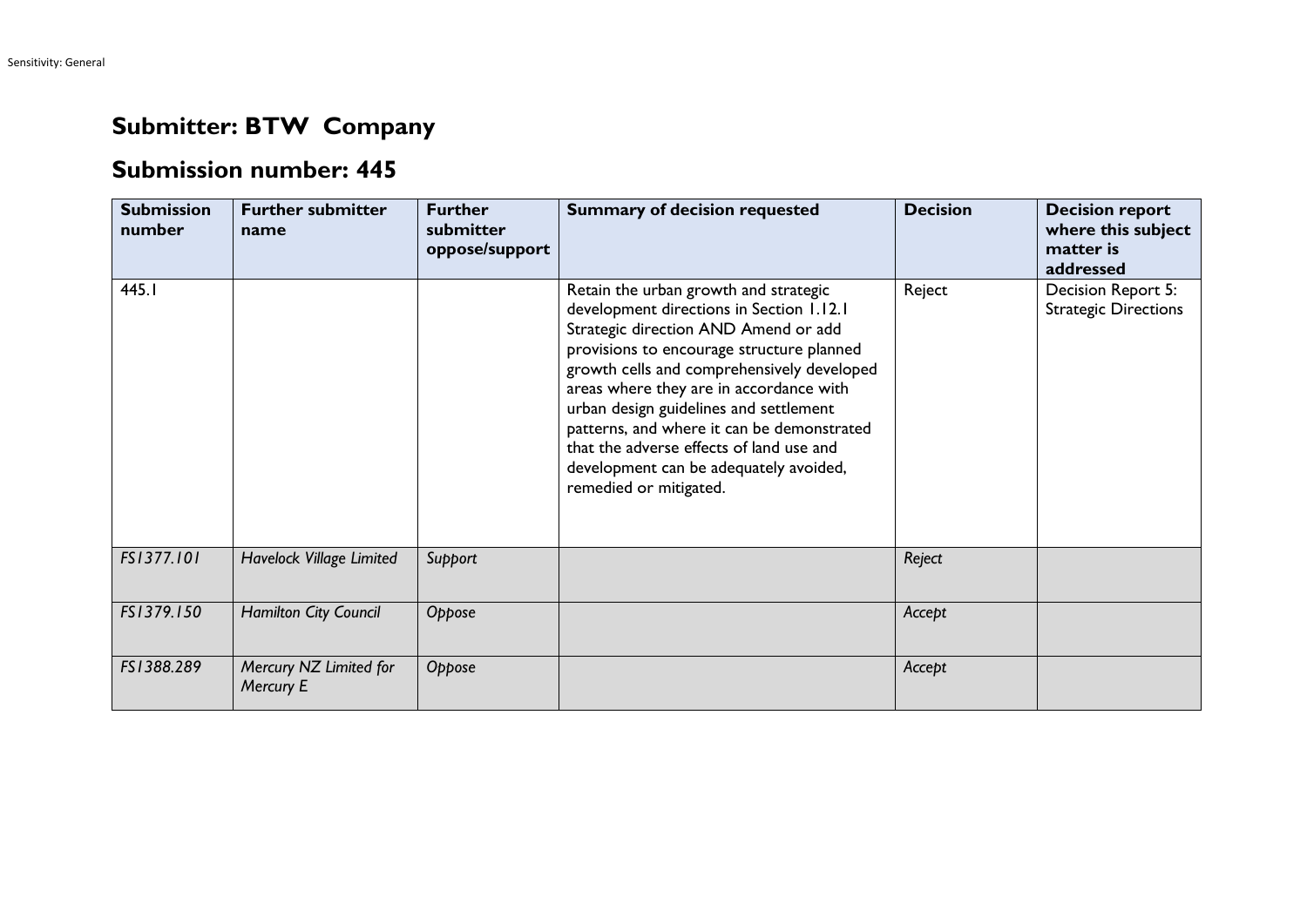## Submitter: BTW Company

## Submission number: 445

| Submission number | Further submitter name | Further submitter oppose/support | Summary of decision requested | Decision | Decision report where this subject matter is addressed |
|---|---|---|---|---|---|
| 445.1 | | | Retain the urban growth and strategic development directions in Section 1.12.1 Strategic direction AND Amend or add provisions to encourage structure planned growth cells and comprehensively developed areas where they are in accordance with urban design guidelines and settlement patterns, and where it can be demonstrated that the adverse effects of land use and development can be adequately avoided, remedied or mitigated. | Reject | Decision Report 5: Strategic Directions |
| *FS1377.101* | *Havelock Village Limited* | *Support* | | *Reject* | |
| *FS1379.150* | *Hamilton City Council* | *Oppose* | | *Accept* | |
| *FS1388.289* | *Mercury NZ Limited for Mercury E* | *Oppose* | | *Accept* | |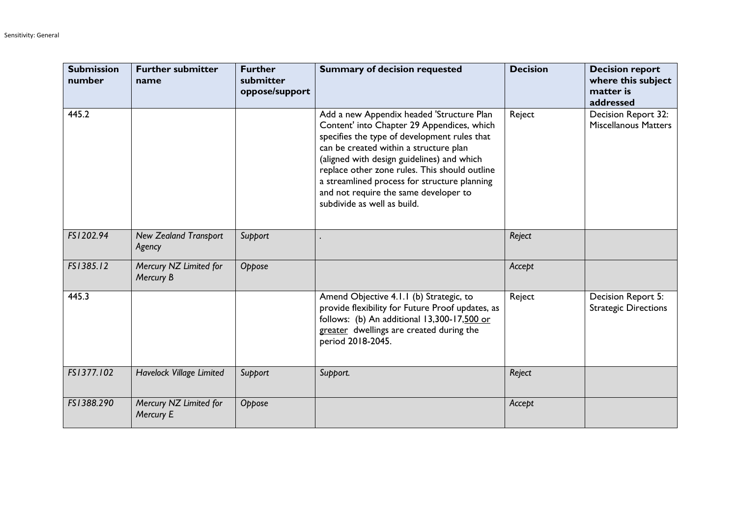| Submission number | Further submitter name | Further submitter oppose/support | Summary of decision requested | Decision | Decision report where this subject matter is addressed |
|---|---|---|---|---|---|
| 445.2 | | | Add a new Appendix headed 'Structure Plan Content' into Chapter 29 Appendices, which specifies the type of development rules that can be created within a structure plan (aligned with design guidelines) and which replace other zone rules. This should outline a streamlined process for structure planning and not require the same developer to subdivide as well as build. | Reject | Decision Report 32: Miscellanous Matters |
| *FS1202.94* | *New Zealand Transport Agency* | *Support* | . | *Reject* | |
| *FS1385.12* | *Mercury NZ Limited for Mercury B* | *Oppose* | | *Accept* | |
| 445.3 | | | Amend Objective 4.1.1 (b) Strategic, to provide flexibility for Future Proof updates, as follows: (b) An additional 13,300-17,<u>500 or greater</u> dwellings are created during the period 2018-2045. | Reject | Decision Report 5: Strategic Directions |
| *FS1377.102* | *Havelock Village Limited* | *Support* | *Support.* | *Reject* | |
| *FS1388.290* | *Mercury NZ Limited for Mercury E* | *Oppose* | | *Accept* | |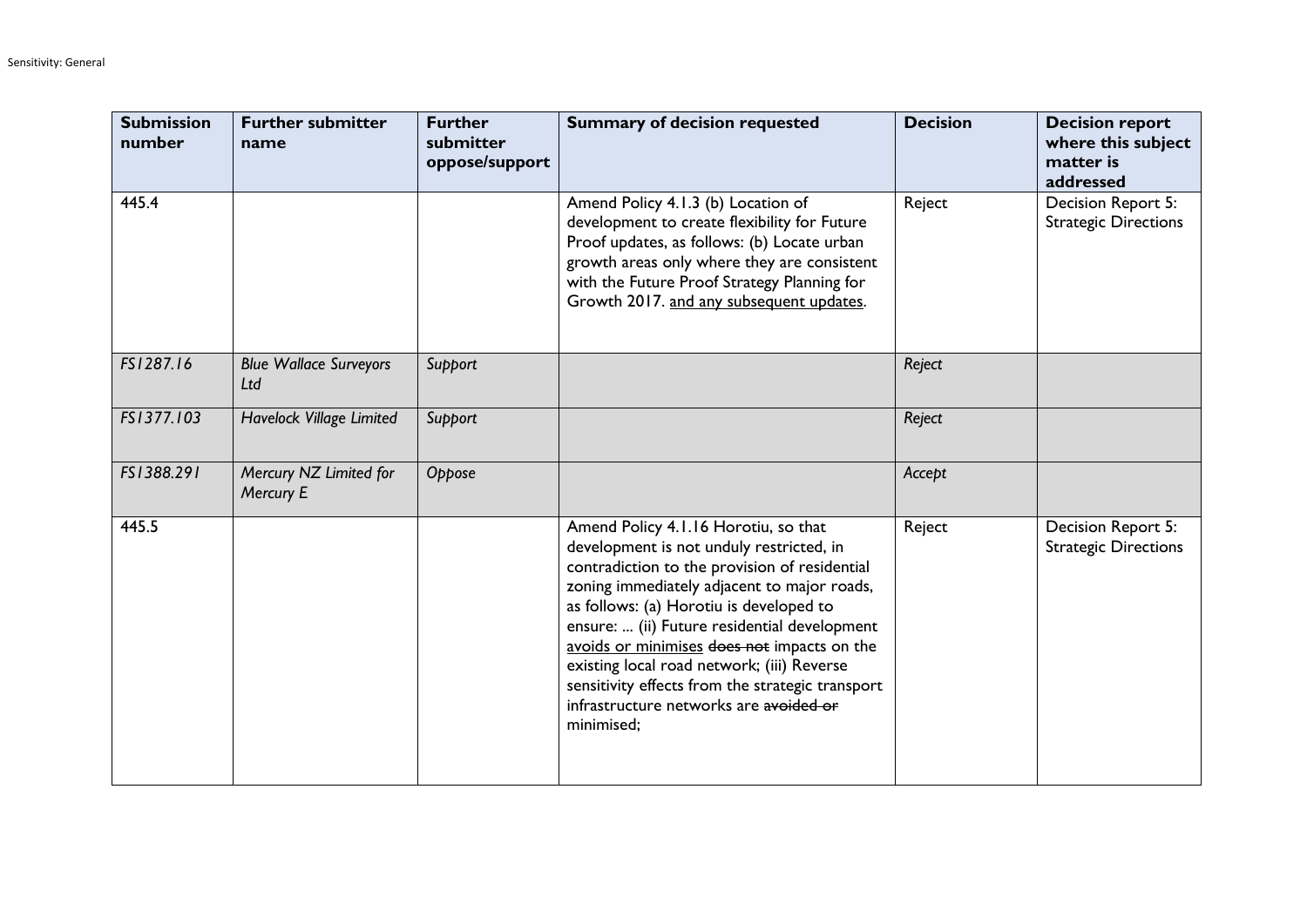| Submission number | Further submitter name | Further submitter oppose/support | Summary of decision requested | Decision | Decision report where this subject matter is addressed |
|---|---|---|---|---|---|
| 445.4 | | | Amend Policy 4.1.3 (b) Location of development to create flexibility for Future Proof updates, as follows: (b) Locate urban growth areas only where they are consistent with the Future Proof Strategy Planning for Growth 2017. <u>and any subsequent updates</u>. | Reject | Decision Report 5: Strategic Directions |
| *FS1287.16* | *Blue Wallace Surveyors Ltd* | *Support* | | *Reject* | |
| *FS1377.103* | *Havelock Village Limited* | *Support* | | *Reject* | |
| *FS1388.291* | *Mercury NZ Limited for Mercury E* | *Oppose* | | *Accept* | |
| 445.5 | | | Amend Policy 4.1.16 Horotiu, so that development is not unduly restricted, in contradiction to the provision of residential zoning immediately adjacent to major roads, as follows: (a) Horotiu is developed to ensure: ... (ii) Future residential development <u>avoids or minimises</u> ~~does not~~ impacts on the existing local road network; (iii) Reverse sensitivity effects from the strategic transport infrastructure networks are ~~avoided or~~ minimised; | Reject | Decision Report 5: Strategic Directions |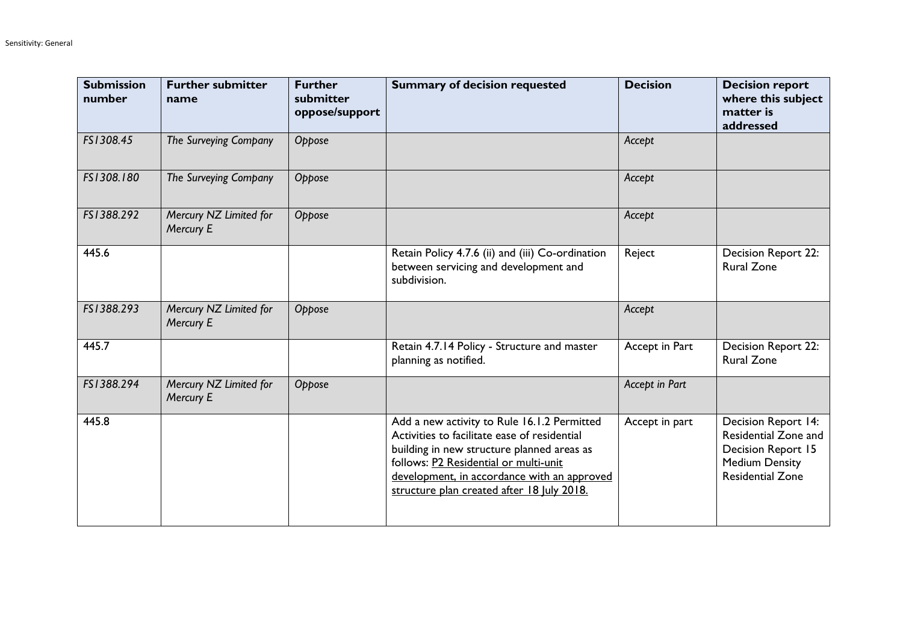| Submission number | Further submitter name | Further submitter oppose/support | Summary of decision requested | Decision | Decision report where this subject matter is addressed |
|---|---|---|---|---|---|
| *FS1308.45* | *The Surveying Company* | *Oppose* | | *Accept* | |
| *FS1308.180* | *The Surveying Company* | *Oppose* | | *Accept* | |
| *FS1388.292* | *Mercury NZ Limited for Mercury E* | *Oppose* | | *Accept* | |
| 445.6 | | | Retain Policy 4.7.6 (ii) and (iii) Co-ordination between servicing and development and subdivision. | Reject | Decision Report 22: Rural Zone |
| *FS1388.293* | *Mercury NZ Limited for Mercury E* | *Oppose* | | *Accept* | |
| 445.7 | | | Retain 4.7.14 Policy - Structure and master planning as notified. | Accept in Part | Decision Report 22: Rural Zone |
| *FS1388.294* | *Mercury NZ Limited for Mercury E* | *Oppose* | | *Accept in Part* | |
| 445.8 | | | Add a new activity to Rule 16.1.2 Permitted Activities to facilitate ease of residential building in new structure planned areas as follows: <u>P2 Residential or multi-unit development, in accordance with an approved structure plan created after 18 July 2018.</u> | Accept in part | Decision Report 14: Residential Zone and Decision Report 15 Medium Density Residential Zone |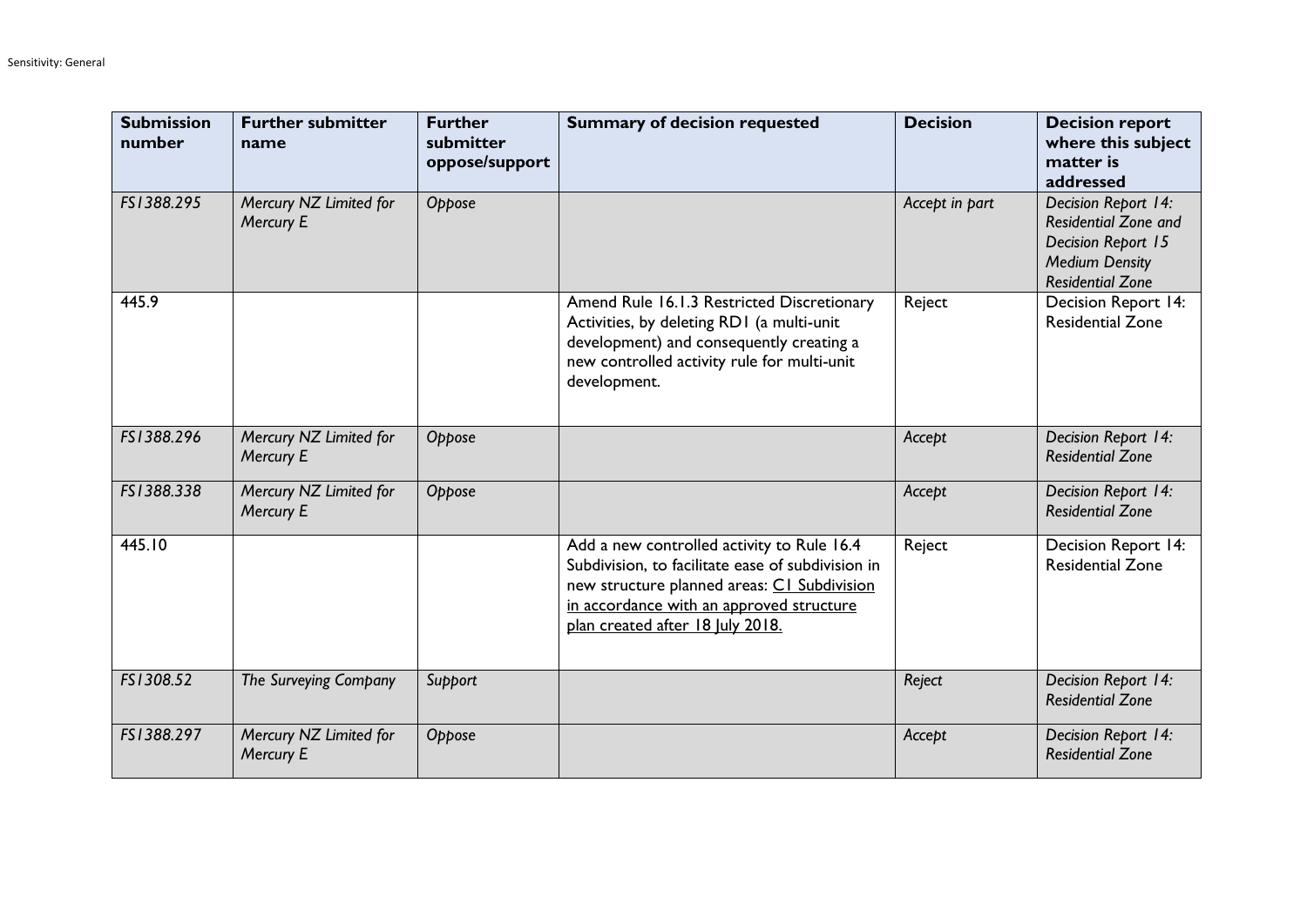| Submission number | Further submitter name | Further submitter oppose/support | Summary of decision requested | Decision | Decision report where this subject matter is addressed |
|---|---|---|---|---|---|
| *FS1388.295* | *Mercury NZ Limited for Mercury E* | *Oppose* | | *Accept in part* | *Decision Report 14: Residential Zone and Decision Report 15 Medium Density Residential Zone* |
| 445.9 | | | Amend Rule 16.1.3 Restricted Discretionary Activities, by deleting RD1 (a multi-unit development) and consequently creating a new controlled activity rule for multi-unit development. | Reject | Decision Report 14: Residential Zone |
| *FS1388.296* | *Mercury NZ Limited for Mercury E* | *Oppose* | | *Accept* | *Decision Report 14: Residential Zone* |
| *FS1388.338* | *Mercury NZ Limited for Mercury E* | *Oppose* | | *Accept* | *Decision Report 14: Residential Zone* |
| 445.10 | | | Add a new controlled activity to Rule 16.4 Subdivision, to facilitate ease of subdivision in new structure planned areas: <u>C1 Subdivision in accordance with an approved structure plan created after 18 July 2018.</u> | Reject | Decision Report 14: Residential Zone |
| *FS1308.52* | *The Surveying Company* | *Support* | | *Reject* | *Decision Report 14: Residential Zone* |
| *FS1388.297* | *Mercury NZ Limited for Mercury E* | *Oppose* | | *Accept* | *Decision Report 14: Residential Zone* |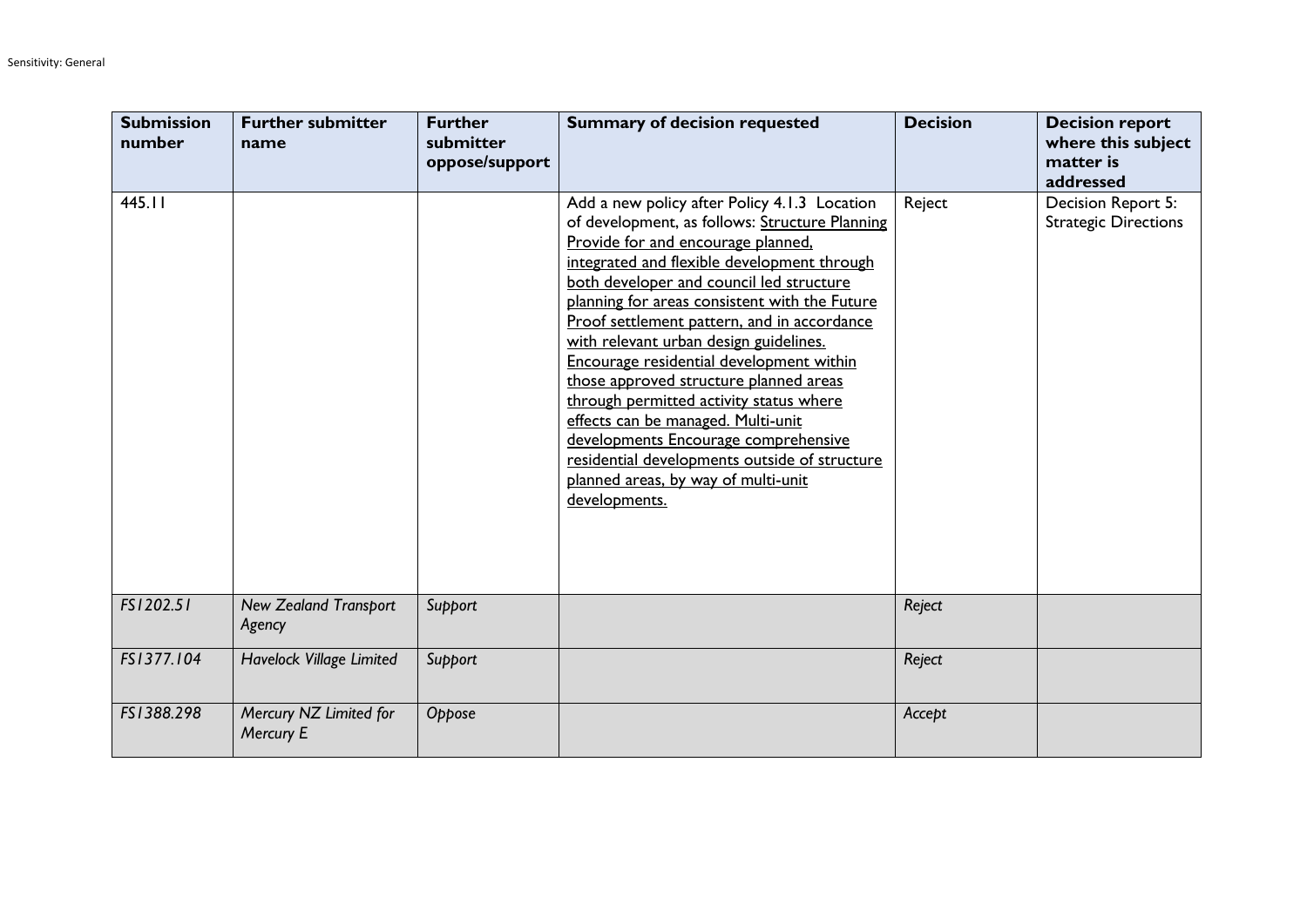| Submission number | Further submitter name | Further submitter oppose/support | Summary of decision requested | Decision | Decision report where this subject matter is addressed |
|---|---|---|---|---|---|
| 445.11 | | | Add a new policy after Policy 4.1.3 Location of development, as follows: <u>Structure Planning Provide for and encourage planned, integrated and flexible development through both developer and council led structure planning for areas consistent with the Future Proof settlement pattern, and in accordance with relevant urban design guidelines. Encourage residential development within those approved structure planned areas through permitted activity status where effects can be managed. Multi-unit developments Encourage comprehensive residential developments outside of structure planned areas, by way of multi-unit developments.</u> | Reject | Decision Report 5: Strategic Directions |
| *FS1202.51* | *New Zealand Transport Agency* | *Support* | | *Reject* | |
| *FS1377.104* | *Havelock Village Limited* | *Support* | | *Reject* | |
| *FS1388.298* | *Mercury NZ Limited for Mercury E* | *Oppose* | | *Accept* | |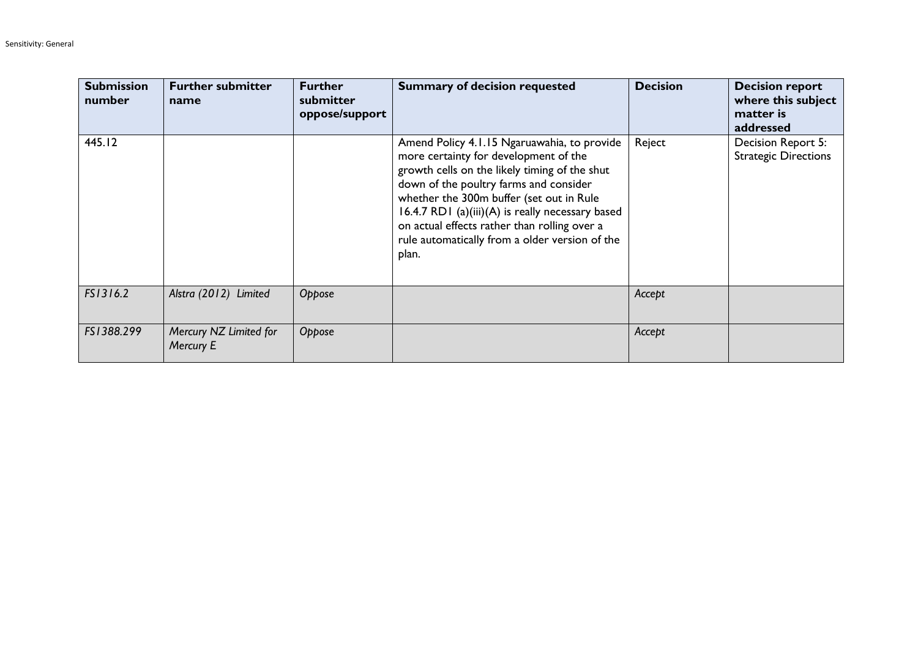| Submission number | Further submitter name | Further submitter oppose/support | Summary of decision requested | Decision | Decision report where this subject matter is addressed |
|---|---|---|---|---|---|
| 445.12 | | | Amend Policy 4.1.15 Ngaruawahia, to provide more certainty for development of the growth cells on the likely timing of the shut down of the poultry farms and consider whether the 300m buffer (set out in Rule 16.4.7 RD1 (a)(iii)(A) is really necessary based on actual effects rather than rolling over a rule automatically from a older version of the plan. | Reject | Decision Report 5: Strategic Directions |
| *FS1316.2* | *Alstra (2012) Limited* | *Oppose* | | *Accept* | |
| *FS1388.299* | *Mercury NZ Limited for Mercury E* | *Oppose* | | *Accept* | |